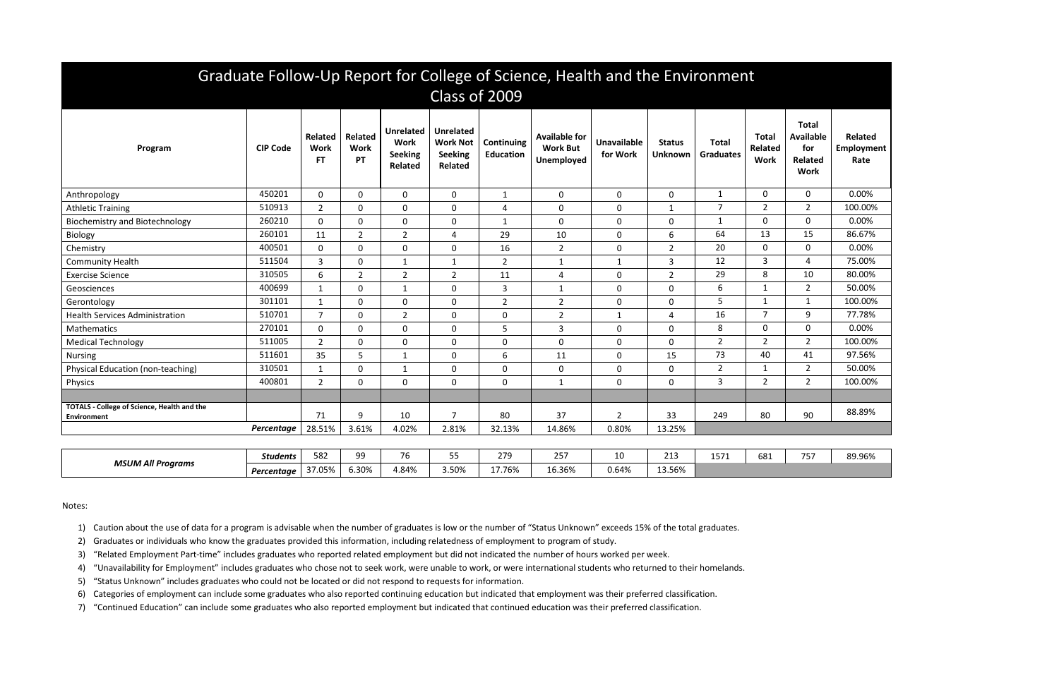# Graduate Follow-Up Report for College of Science, Health and the Environment
## Class of 2009

| Program | CIP Code | Related Work FT | Related Work PT | Unrelated Work Seeking Related | Unrelated Work Not Seeking Related | Continuing Education | Available for Work But Unemployed | Unavailable for Work | Status Unknown | Total Graduates | Total Related Work | Total Available for Related Work | Related Employment Rate |
|---|---|---|---|---|---|---|---|---|---|---|---|---|---|
| Anthropology | 450201 | 0 | 0 | 0 | 0 | 1 | 0 | 0 | 0 | 1 | 0 | 0 | 0.00% |
| Athletic Training | 510913 | 2 | 0 | 0 | 0 | 4 | 0 | 0 | 1 | 7 | 2 | 2 | 100.00% |
| Biochemistry and Biotechnology | 260210 | 0 | 0 | 0 | 0 | 1 | 0 | 0 | 0 | 1 | 0 | 0 | 0.00% |
| Biology | 260101 | 11 | 2 | 2 | 4 | 29 | 10 | 0 | 6 | 64 | 13 | 15 | 86.67% |
| Chemistry | 400501 | 0 | 0 | 0 | 0 | 16 | 2 | 0 | 2 | 20 | 0 | 0 | 0.00% |
| Community Health | 511504 | 3 | 0 | 1 | 1 | 2 | 1 | 1 | 3 | 12 | 3 | 4 | 75.00% |
| Exercise Science | 310505 | 6 | 2 | 2 | 2 | 11 | 4 | 0 | 2 | 29 | 8 | 10 | 80.00% |
| Geosciences | 400699 | 1 | 0 | 1 | 0 | 3 | 1 | 0 | 0 | 6 | 1 | 2 | 50.00% |
| Gerontology | 301101 | 1 | 0 | 0 | 0 | 2 | 2 | 0 | 0 | 5 | 1 | 1 | 100.00% |
| Health Services Administration | 510701 | 7 | 0 | 2 | 0 | 0 | 2 | 1 | 4 | 16 | 7 | 9 | 77.78% |
| Mathematics | 270101 | 0 | 0 | 0 | 0 | 5 | 3 | 0 | 0 | 8 | 0 | 0 | 0.00% |
| Medical Technology | 511005 | 2 | 0 | 0 | 0 | 0 | 0 | 0 | 0 | 2 | 2 | 2 | 100.00% |
| Nursing | 511601 | 35 | 5 | 1 | 0 | 6 | 11 | 0 | 15 | 73 | 40 | 41 | 97.56% |
| Physical Education (non-teaching) | 310501 | 1 | 0 | 1 | 0 | 0 | 0 | 0 | 0 | 2 | 1 | 2 | 50.00% |
| Physics | 400801 | 2 | 0 | 0 | 0 | 0 | 1 | 0 | 0 | 3 | 2 | 2 | 100.00% |
| | | | | | | | | | | | | | |
| **TOTALS - College of Science, Health and the Environment** | | 71 | 9 | 10 | 7 | 80 | 37 | 2 | 33 | 249 | 80 | 90 | 88.89% |
| | ***Percentage*** | 28.51% | 3.61% | 4.02% | 2.81% | 32.13% | 14.86% | 0.80% | 13.25% | | | | |

| | | | | | | | | | | | | | |
|---|---|---|---|---|---|---|---|---|---|---|---|---|---|
| ***MSUM All Programs*** | ***Students*** | 582 | 99 | 76 | 55 | 279 | 257 | 10 | 213 | 1571 | 681 | 757 | 89.96% |
| | ***Percentage*** | 37.05% | 6.30% | 4.84% | 3.50% | 17.76% | 16.36% | 0.64% | 13.56% | | | | |

Notes:

1) Caution about the use of data for a program is advisable when the number of graduates is low or the number of "Status Unknown" exceeds 15% of the total graduates.
2) Graduates or individuals who know the graduates provided this information, including relatedness of employment to program of study.
3) "Related Employment Part-time" includes graduates who reported related employment but did not indicated the number of hours worked per week.
4) "Unavailability for Employment" includes graduates who chose not to seek work, were unable to work, or were international students who returned to their homelands.
5) "Status Unknown" includes graduates who could not be located or did not respond to requests for information.
6) Categories of employment can include some graduates who also reported continuing education but indicated that employment was their preferred classification.
7) "Continued Education" can include some graduates who also reported employment but indicated that continued education was their preferred classification.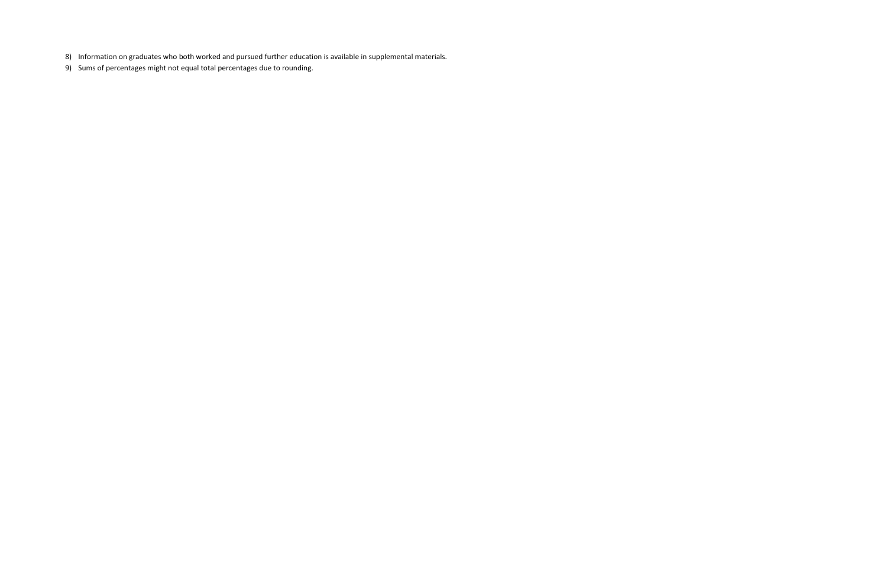8) Information on graduates who both worked and pursued further education is available in supplemental materials.
9) Sums of percentages might not equal total percentages due to rounding.